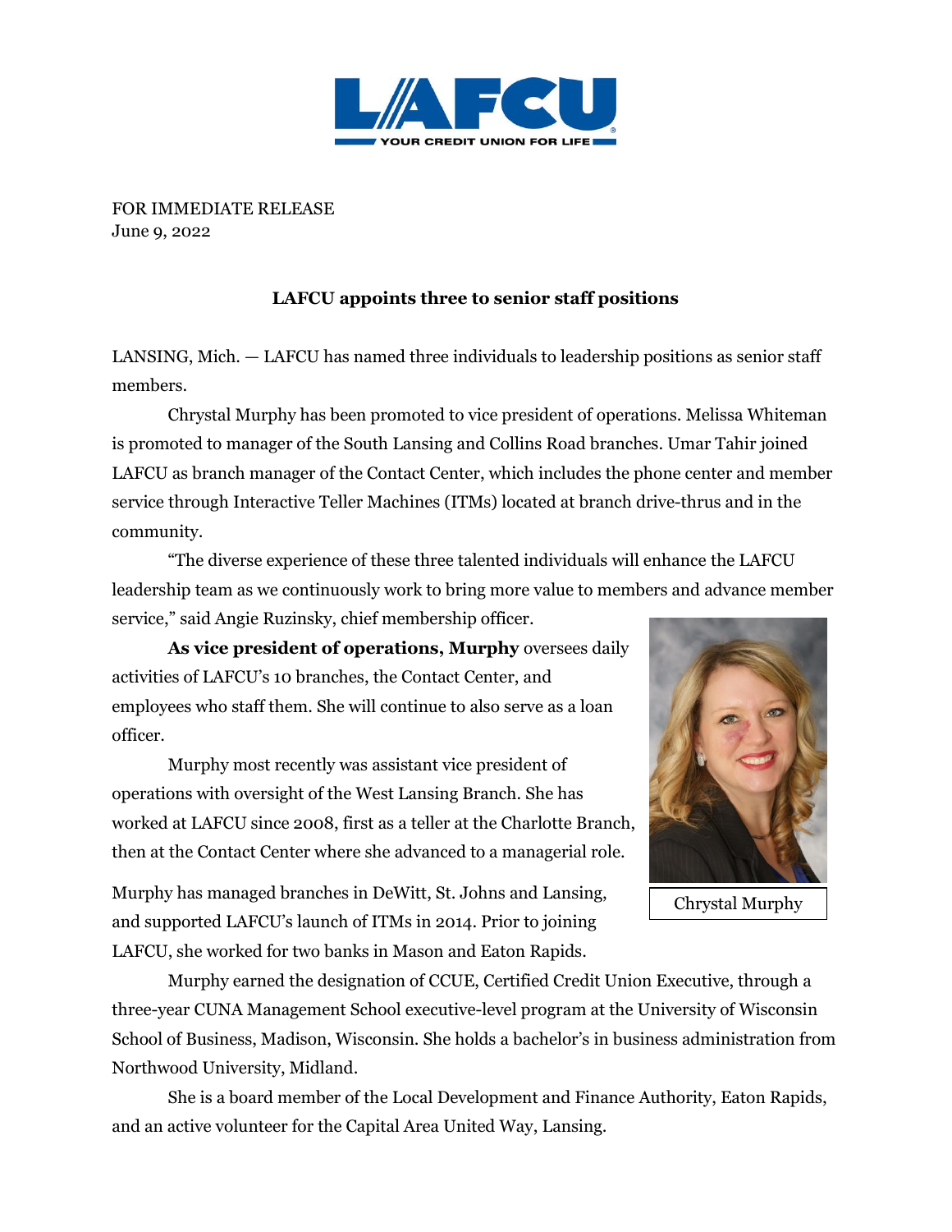FOR IMMEDIATE RELEASE
June 9, 2022

**LAFCU appoints three to senior staff positions**

LANSING, Mich. — LAFCU has named three individuals to leadership positions as senior staff members.

Chrystal Murphy has been promoted to vice president of operations. Melissa Whiteman is promoted to manager of the South Lansing and Collins Road branches. Umar Tahir joined LAFCU as branch manager of the Contact Center, which includes the phone center and member service through Interactive Teller Machines (ITMs) located at branch drive-thrus and in the community.

"The diverse experience of these three talented individuals will enhance the LAFCU leadership team as we continuously work to bring more value to members and advance member service," said Angie Ruzinsky, chief membership officer.

**As vice president of operations, Murphy** oversees daily activities of LAFCU's 10 branches, the Contact Center, and employees who staff them. She will continue to also serve as a loan officer.

Murphy most recently was assistant vice president of operations with oversight of the West Lansing Branch. She has worked at LAFCU since 2008, first as a teller at the Charlotte Branch, then at the Contact Center where she advanced to a managerial role.

Chrystal Murphy

Murphy has managed branches in DeWitt, St. Johns and Lansing, and supported LAFCU's launch of ITMs in 2014. Prior to joining LAFCU, she worked for two banks in Mason and Eaton Rapids.

Murphy earned the designation of CCUE, Certified Credit Union Executive, through a three-year CUNA Management School executive-level program at the University of Wisconsin School of Business, Madison, Wisconsin. She holds a bachelor's in business administration from Northwood University, Midland.

She is a board member of the Local Development and Finance Authority, Eaton Rapids, and an active volunteer for the Capital Area United Way, Lansing.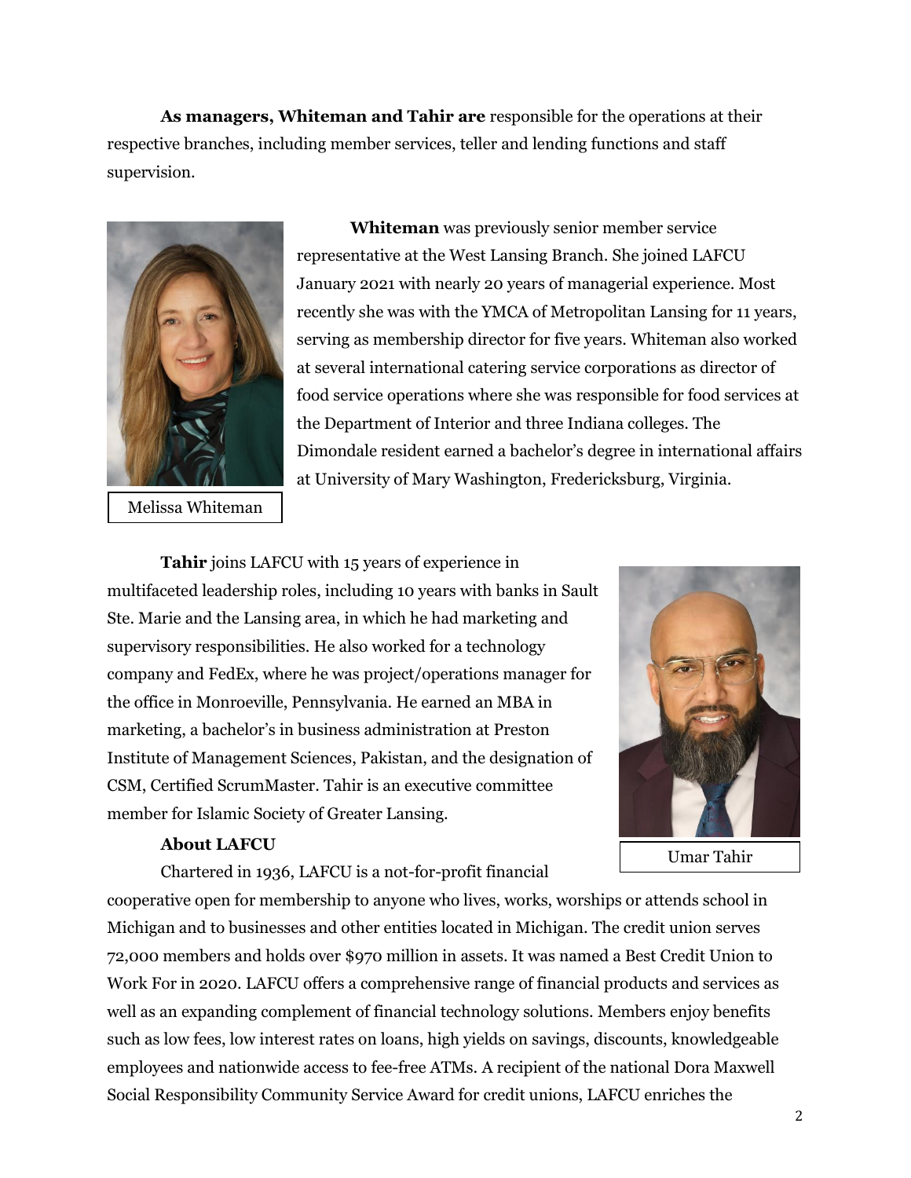**As managers, Whiteman and Tahir are** responsible for the operations at their respective branches, including member services, teller and lending functions and staff supervision.

Melissa Whiteman

**Whiteman** was previously senior member service representative at the West Lansing Branch. She joined LAFCU January 2021 with nearly 20 years of managerial experience. Most recently she was with the YMCA of Metropolitan Lansing for 11 years, serving as membership director for five years. Whiteman also worked at several international catering service corporations as director of food service operations where she was responsible for food services at the Department of Interior and three Indiana colleges. The Dimondale resident earned a bachelor's degree in international affairs at University of Mary Washington, Fredericksburg, Virginia.

**Tahir** joins LAFCU with 15 years of experience in multifaceted leadership roles, including 10 years with banks in Sault Ste. Marie and the Lansing area, in which he had marketing and supervisory responsibilities. He also worked for a technology company and FedEx, where he was project/operations manager for the office in Monroeville, Pennsylvania. He earned an MBA in marketing, a bachelor's in business administration at Preston Institute of Management Sciences, Pakistan, and the designation of CSM, Certified ScrumMaster. Tahir is an executive committee member for Islamic Society of Greater Lansing.

Umar Tahir

**About LAFCU**

Chartered in 1936, LAFCU is a not-for-profit financial cooperative open for membership to anyone who lives, works, worships or attends school in Michigan and to businesses and other entities located in Michigan. The credit union serves 72,000 members and holds over $970 million in assets. It was named a Best Credit Union to Work For in 2020. LAFCU offers a comprehensive range of financial products and services as well as an expanding complement of financial technology solutions. Members enjoy benefits such as low fees, low interest rates on loans, high yields on savings, discounts, knowledgeable employees and nationwide access to fee-free ATMs. A recipient of the national Dora Maxwell Social Responsibility Community Service Award for credit unions, LAFCU enriches the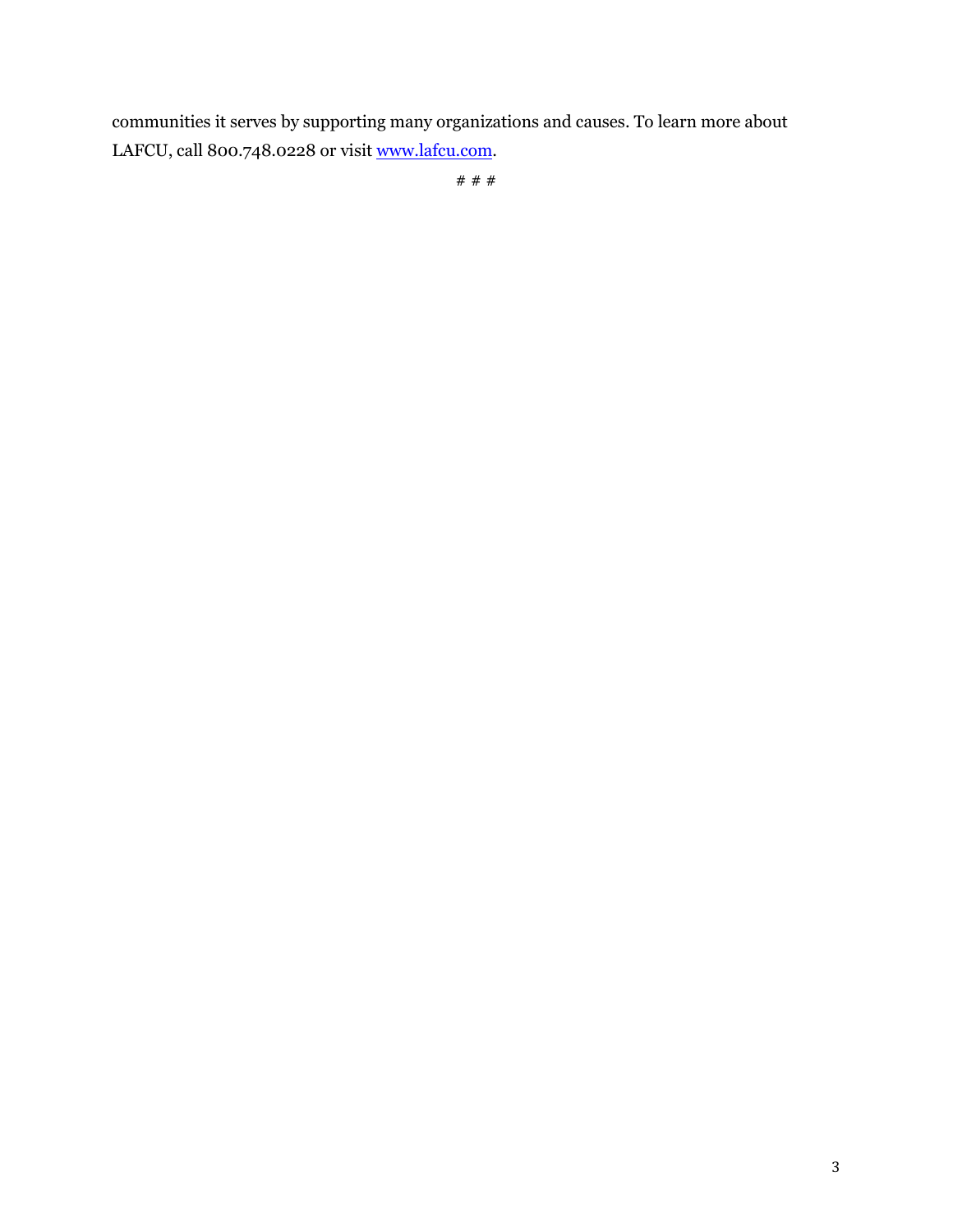communities it serves by supporting many organizations and causes. To learn more about LAFCU, call 800.748.0228 or visit [www.lafcu.com](http://www.lafcu.com).

# # #